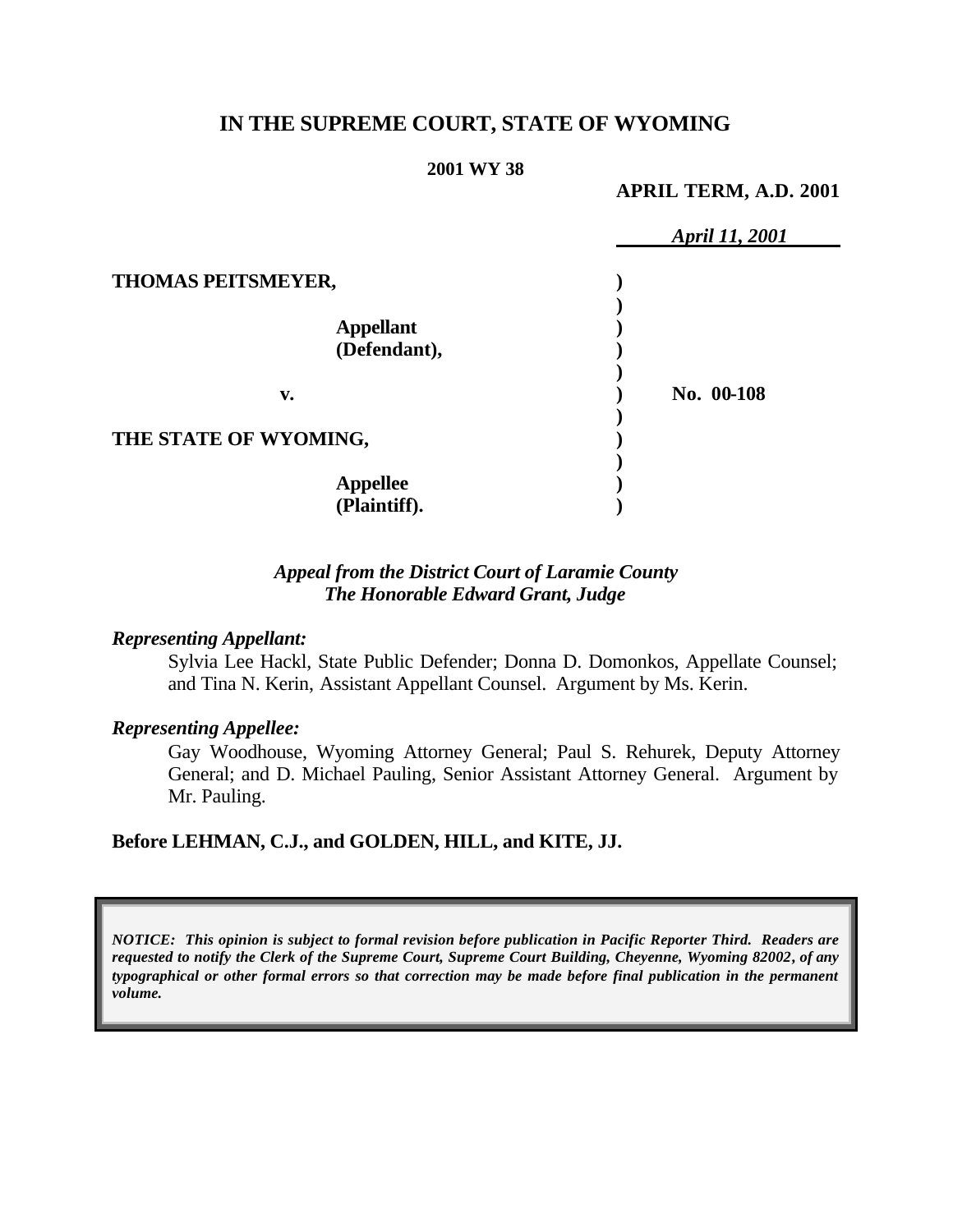# IN THE SUPREME COURT, STATE OF WYOMING

**2001 WY 38**

**APRIL TERM, A.D. 2001**

*April 11, 2001*

**THOMAS PEITSMEYER,**

**Appellant (Defendant),**

**v.**

**THE STATE OF WYOMING,**

**Appellee (Plaintiff).**

**No. 00-108**

*Appeal from the District Court of Laramie County*
*The Honorable Edward Grant, Judge*

***Representing Appellant:***

Sylvia Lee Hackl, State Public Defender; Donna D. Domonkos, Appellate Counsel; and Tina N. Kerin, Assistant Appellant Counsel. Argument by Ms. Kerin.

***Representing Appellee:***

Gay Woodhouse, Wyoming Attorney General; Paul S. Rehurek, Deputy Attorney General; and D. Michael Pauling, Senior Assistant Attorney General. Argument by Mr. Pauling.

**Before LEHMAN, C.J., and GOLDEN, HILL, and KITE, JJ.**

***NOTICE: This opinion is subject to formal revision before publication in Pacific Reporter Third. Readers are requested to notify the Clerk of the Supreme Court, Supreme Court Building, Cheyenne, Wyoming 82002, of any typographical or other formal errors so that correction may be made before final publication in the permanent volume.***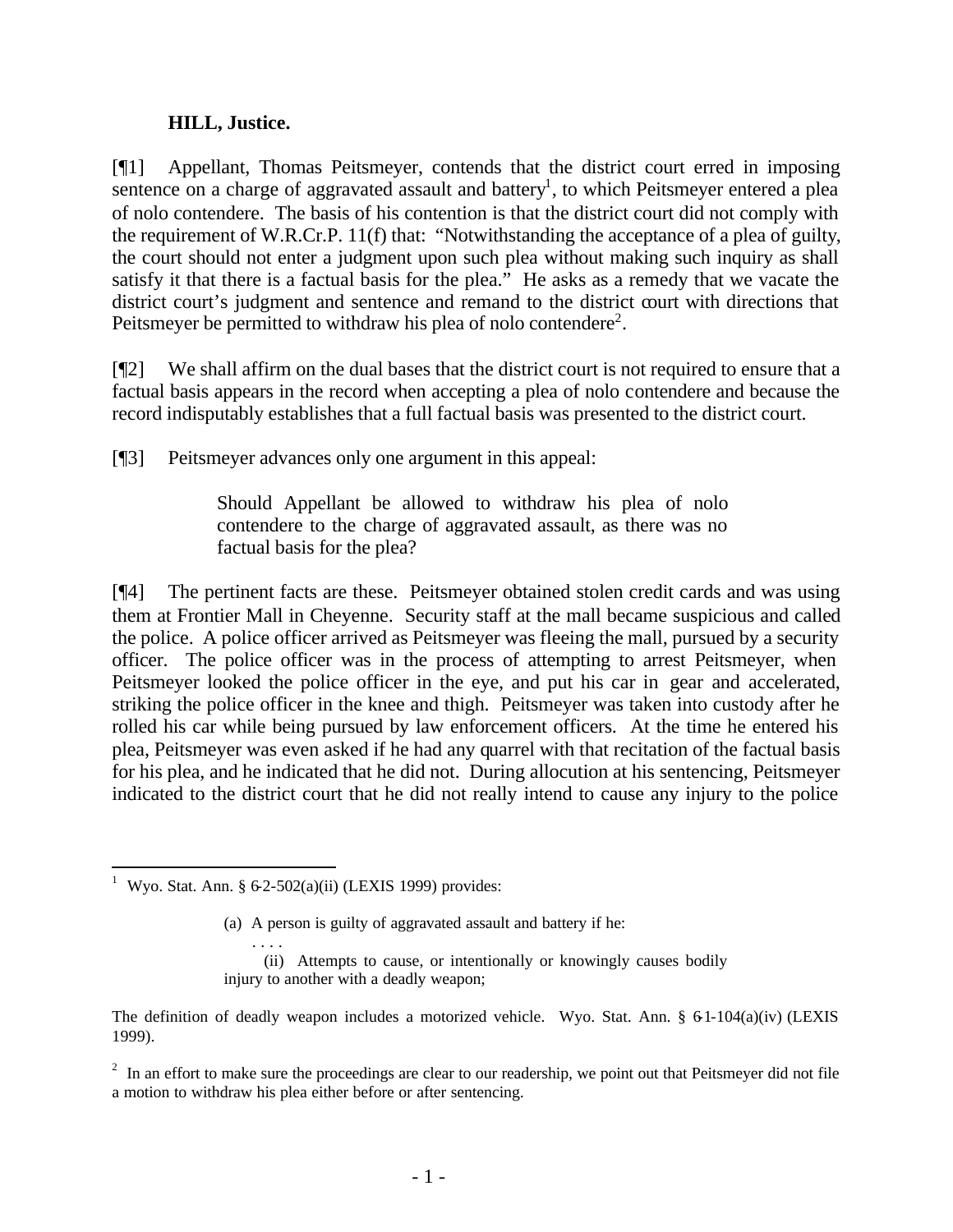**HILL, Justice.**

[¶1] Appellant, Thomas Peitsmeyer, contends that the district court erred in imposing sentence on a charge of aggravated assault and battery[1], to which Peitsmeyer entered a plea of nolo contendere. The basis of his contention is that the district court did not comply with the requirement of W.R.Cr.P. 11(f) that: "Notwithstanding the acceptance of a plea of guilty, the court should not enter a judgment upon such plea without making such inquiry as shall satisfy it that there is a factual basis for the plea." He asks as a remedy that we vacate the district court's judgment and sentence and remand to the district court with directions that Peitsmeyer be permitted to withdraw his plea of nolo contendere[2].

[¶2] We shall affirm on the dual bases that the district court is not required to ensure that a factual basis appears in the record when accepting a plea of nolo contendere and because the record indisputably establishes that a full factual basis was presented to the district court.

[¶3] Peitsmeyer advances only one argument in this appeal:

> Should Appellant be allowed to withdraw his plea of nolo contendere to the charge of aggravated assault, as there was no factual basis for the plea?

[¶4] The pertinent facts are these. Peitsmeyer obtained stolen credit cards and was using them at Frontier Mall in Cheyenne. Security staff at the mall became suspicious and called the police. A police officer arrived as Peitsmeyer was fleeing the mall, pursued by a security officer. The police officer was in the process of attempting to arrest Peitsmeyer, when Peitsmeyer looked the police officer in the eye, and put his car in gear and accelerated, striking the police officer in the knee and thigh. Peitsmeyer was taken into custody after he rolled his car while being pursued by law enforcement officers. At the time he entered his plea, Peitsmeyer was even asked if he had any quarrel with that recitation of the factual basis for his plea, and he indicated that he did not. During allocution at his sentencing, Peitsmeyer indicated to the district court that he did not really intend to cause any injury to the police

---

[1] Wyo. Stat. Ann. § 6-2-502(a)(ii) (LEXIS 1999) provides:

> (a) A person is guilty of aggravated assault and battery if he:
>
> . . . .
>
> (ii) Attempts to cause, or intentionally or knowingly causes bodily injury to another with a deadly weapon;

The definition of deadly weapon includes a motorized vehicle. Wyo. Stat. Ann. § 6-1-104(a)(iv) (LEXIS 1999).

[2] In an effort to make sure the proceedings are clear to our readership, we point out that Peitsmeyer did not file a motion to withdraw his plea either before or after sentencing.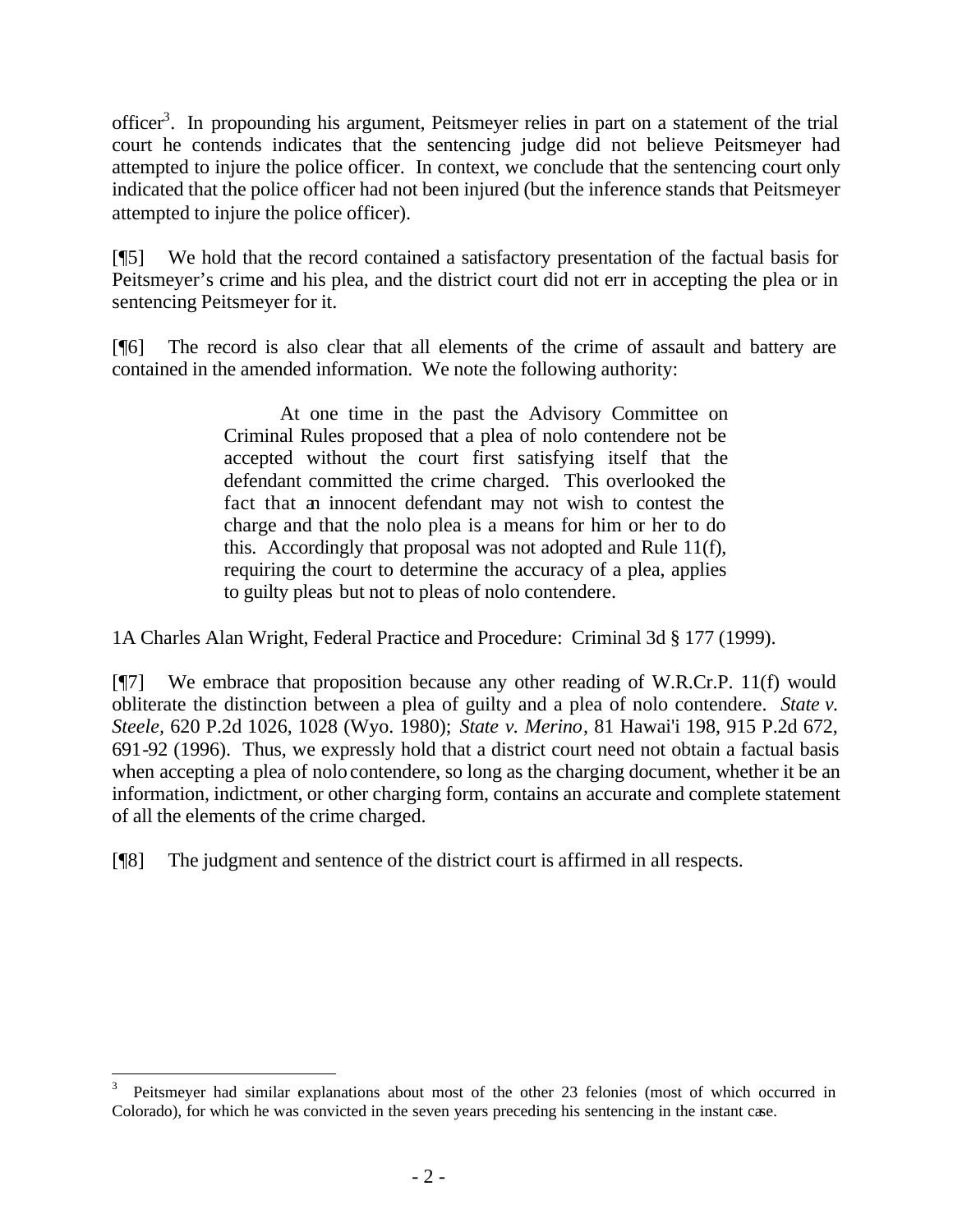officer[3]. In propounding his argument, Peitsmeyer relies in part on a statement of the trial court he contends indicates that the sentencing judge did not believe Peitsmeyer had attempted to injure the police officer. In context, we conclude that the sentencing court only indicated that the police officer had not been injured (but the inference stands that Peitsmeyer attempted to injure the police officer).

[¶5] We hold that the record contained a satisfactory presentation of the factual basis for Peitsmeyer's crime and his plea, and the district court did not err in accepting the plea or in sentencing Peitsmeyer for it.

[¶6] The record is also clear that all elements of the crime of assault and battery are contained in the amended information. We note the following authority:

> At one time in the past the Advisory Committee on Criminal Rules proposed that a plea of nolo contendere not be accepted without the court first satisfying itself that the defendant committed the crime charged. This overlooked the fact that an innocent defendant may not wish to contest the charge and that the nolo plea is a means for him or her to do this. Accordingly that proposal was not adopted and Rule 11(f), requiring the court to determine the accuracy of a plea, applies to guilty pleas but not to pleas of nolo contendere.

1A Charles Alan Wright, Federal Practice and Procedure: Criminal 3d § 177 (1999).

[¶7] We embrace that proposition because any other reading of W.R.Cr.P. 11(f) would obliterate the distinction between a plea of guilty and a plea of nolo contendere. *State v. Steele*, 620 P.2d 1026, 1028 (Wyo. 1980); *State v. Merino*, 81 Hawai'i 198, 915 P.2d 672, 691-92 (1996). Thus, we expressly hold that a district court need not obtain a factual basis when accepting a plea of nolo contendere, so long as the charging document, whether it be an information, indictment, or other charging form, contains an accurate and complete statement of all the elements of the crime charged.

[¶8] The judgment and sentence of the district court is affirmed in all respects.

---

[3] Peitsmeyer had similar explanations about most of the other 23 felonies (most of which occurred in Colorado), for which he was convicted in the seven years preceding his sentencing in the instant case.